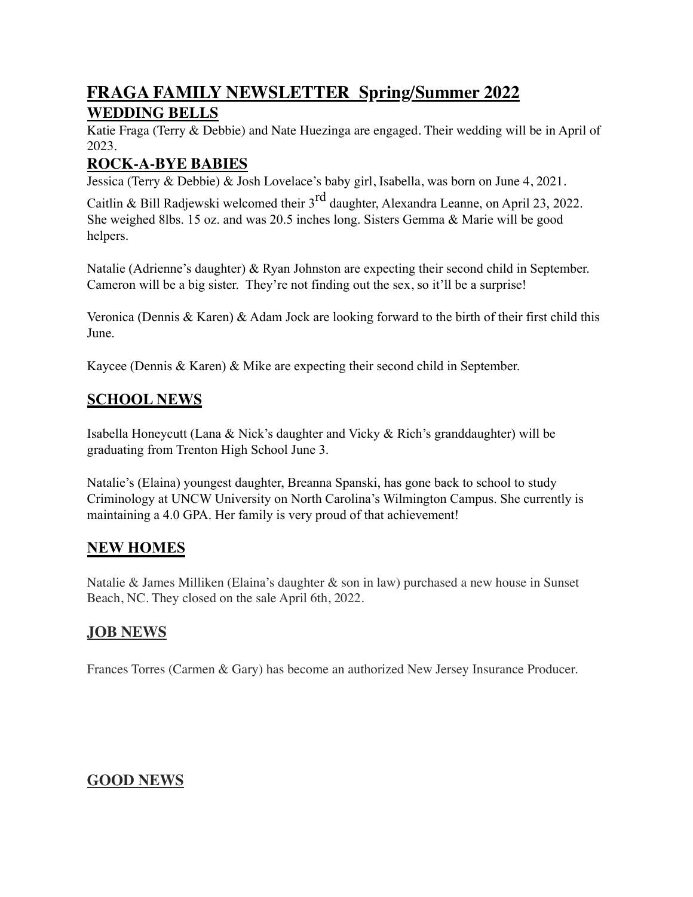# FRAGA FAMILY NEWSLETTER Spring/Summer 2022

## WEDDING BELLS

Katie Fraga (Terry & Debbie) and Nate Huezinga are engaged. Their wedding will be in April of 2023.

## ROCK-A-BYE BABIES

Jessica (Terry & Debbie) & Josh Lovelace's baby girl, Isabella, was born on June 4, 2021.

Caitlin & Bill Radjewski welcomed their 3rd daughter, Alexandra Leanne, on April 23, 2022. She weighed 8lbs. 15 oz. and was 20.5 inches long. Sisters Gemma & Marie will be good helpers.

Natalie (Adrienne's daughter) & Ryan Johnston are expecting their second child in September. Cameron will be a big sister. They're not finding out the sex, so it'll be a surprise!

Veronica (Dennis & Karen) & Adam Jock are looking forward to the birth of their first child this June.

Kaycee (Dennis & Karen) & Mike are expecting their second child in September.

## SCHOOL NEWS

Isabella Honeycutt (Lana & Nick's daughter and Vicky & Rich's granddaughter) will be graduating from Trenton High School June 3.

Natalie's (Elaina) youngest daughter, Breanna Spanski, has gone back to school to study Criminology at UNCW University on North Carolina's Wilmington Campus. She currently is maintaining a 4.0 GPA. Her family is very proud of that achievement!

## NEW HOMES

Natalie & James Milliken (Elaina's daughter & son in law) purchased a new house in Sunset Beach, NC. They closed on the sale April 6th, 2022.

## JOB NEWS

Frances Torres (Carmen & Gary) has become an authorized New Jersey Insurance Producer.

## GOOD NEWS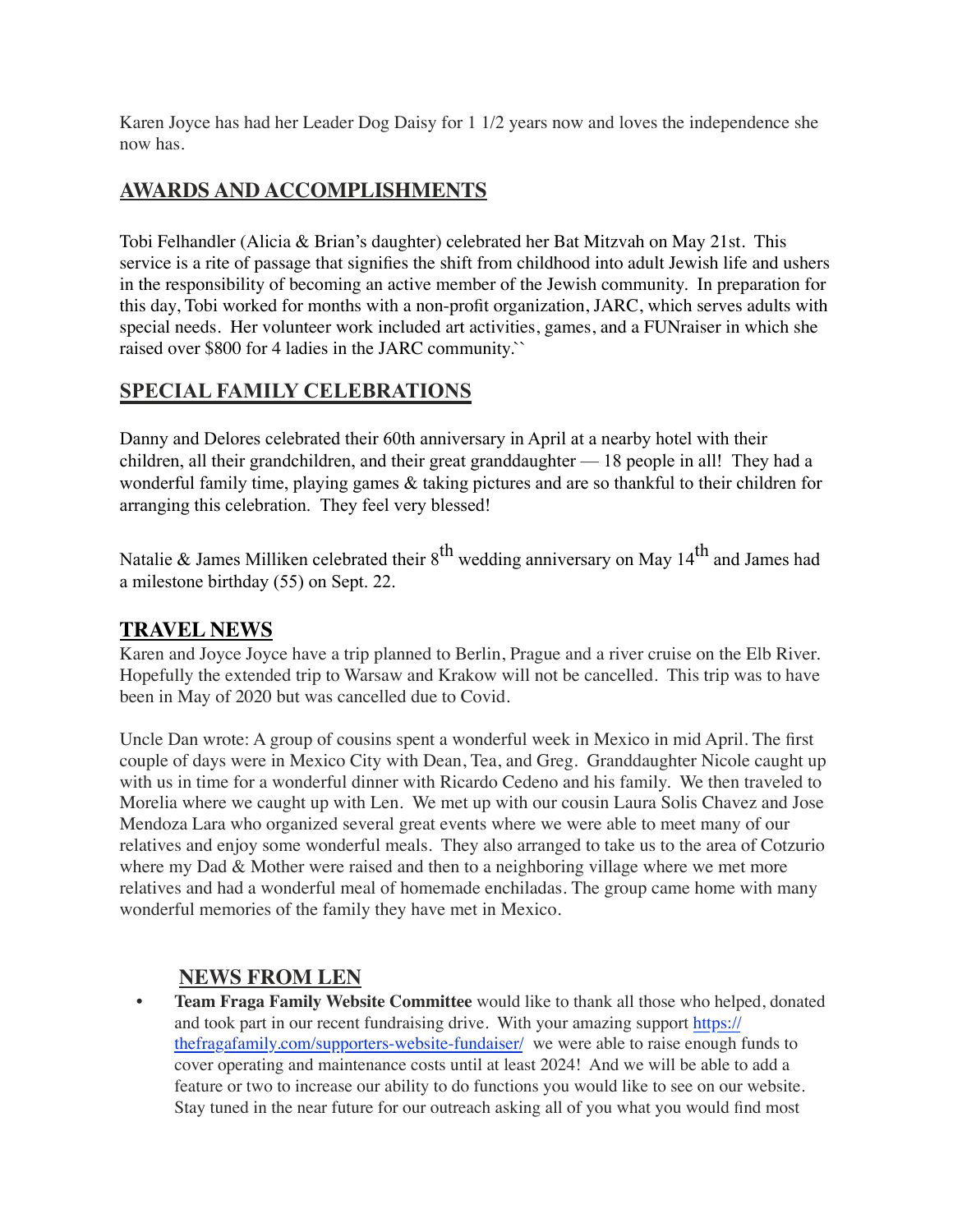Karen Joyce has had her Leader Dog Daisy for 1 1/2 years now and loves the independence she now has.

## AWARDS AND ACCOMPLISHMENTS

Tobi Felhandler (Alicia & Brian's daughter) celebrated her Bat Mitzvah on May 21st. This service is a rite of passage that signifies the shift from childhood into adult Jewish life and ushers in the responsibility of becoming an active member of the Jewish community. In preparation for this day, Tobi worked for months with a non-profit organization, JARC, which serves adults with special needs. Her volunteer work included art activities, games, and a FUNraiser in which she raised over $800 for 4 ladies in the JARC community.``

## SPECIAL FAMILY CELEBRATIONS

Danny and Delores celebrated their 60th anniversary in April at a nearby hotel with their children, all their grandchildren, and their great granddaughter — 18 people in all! They had a wonderful family time, playing games & taking pictures and are so thankful to their children for arranging this celebration. They feel very blessed!

Natalie & James Milliken celebrated their 8th wedding anniversary on May 14th and James had a milestone birthday (55) on Sept. 22.

## TRAVEL NEWS

Karen and Joyce Joyce have a trip planned to Berlin, Prague and a river cruise on the Elb River. Hopefully the extended trip to Warsaw and Krakow will not be cancelled. This trip was to have been in May of 2020 but was cancelled due to Covid.

Uncle Dan wrote: A group of cousins spent a wonderful week in Mexico in mid April. The first couple of days were in Mexico City with Dean, Tea, and Greg. Granddaughter Nicole caught up with us in time for a wonderful dinner with Ricardo Cedeno and his family. We then traveled to Morelia where we caught up with Len. We met up with our cousin Laura Solis Chavez and Jose Mendoza Lara who organized several great events where we were able to meet many of our relatives and enjoy some wonderful meals. They also arranged to take us to the area of Cotzurio where my Dad & Mother were raised and then to a neighboring village where we met more relatives and had a wonderful meal of homemade enchiladas. The group came home with many wonderful memories of the family they have met in Mexico.

## NEWS FROM LEN

- **Team Fraga Family Website Committee** would like to thank all those who helped, donated and took part in our recent fundraising drive. With your amazing support https://thefragafamily.com/supporters-website-fundaiser/ we were able to raise enough funds to cover operating and maintenance costs until at least 2024! And we will be able to add a feature or two to increase our ability to do functions you would like to see on our website. Stay tuned in the near future for our outreach asking all of you what you would find most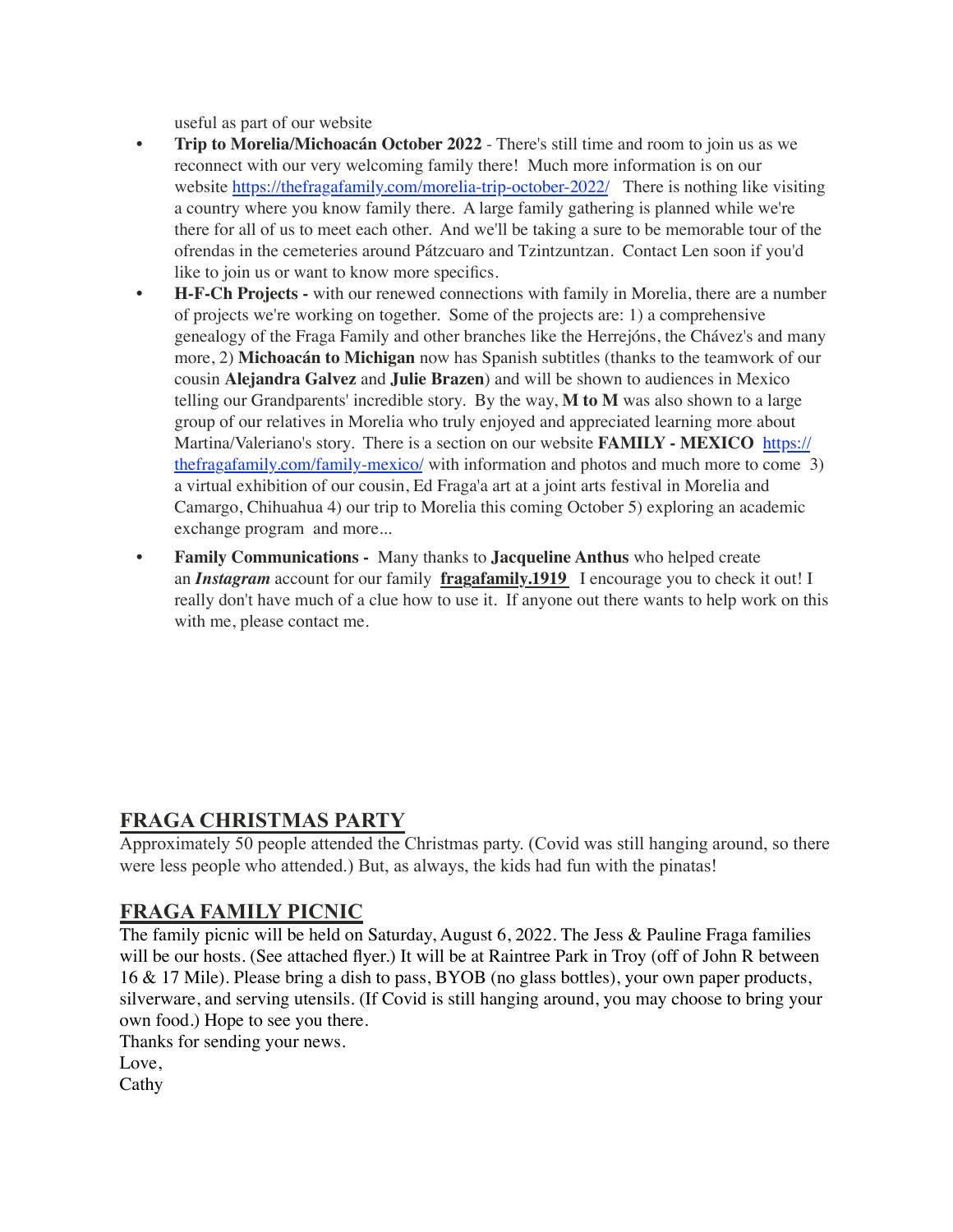useful as part of our website

- **Trip to Morelia/Michoacán October 2022** - There's still time and room to join us as we reconnect with our very welcoming family there! Much more information is on our website https://thefragafamily.com/morelia-trip-october-2022/ There is nothing like visiting a country where you know family there. A large family gathering is planned while we're there for all of us to meet each other. And we'll be taking a sure to be memorable tour of the ofrendas in the cemeteries around Pátzcuaro and Tzintzuntzan. Contact Len soon if you'd like to join us or want to know more specifics.
- **H-F-Ch Projects -** with our renewed connections with family in Morelia, there are a number of projects we're working on together. Some of the projects are: 1) a comprehensive genealogy of the Fraga Family and other branches like the Herrejóns, the Chávez's and many more, 2) **Michoacán to Michigan** now has Spanish subtitles (thanks to the teamwork of our cousin **Alejandra Galvez** and **Julie Brazen**) and will be shown to audiences in Mexico telling our Grandparents' incredible story. By the way, **M to M** was also shown to a large group of our relatives in Morelia who truly enjoyed and appreciated learning more about Martina/Valeriano's story. There is a section on our website **FAMILY - MEXICO** https://thefragafamily.com/family-mexico/ with information and photos and much more to come 3) a virtual exhibition of our cousin, Ed Fraga'a art at a joint arts festival in Morelia and Camargo, Chihuahua 4) our trip to Morelia this coming October 5) exploring an academic exchange program and more...
- **Family Communications -** Many thanks to **Jacqueline Anthus** who helped create an ***Instagram*** account for our family **fragafamily.1919** I encourage you to check it out! I really don't have much of a clue how to use it. If anyone out there wants to help work on this with me, please contact me.

## FRAGA CHRISTMAS PARTY

Approximately 50 people attended the Christmas party. (Covid was still hanging around, so there were less people who attended.) But, as always, the kids had fun with the pinatas!

## FRAGA FAMILY PICNIC

The family picnic will be held on Saturday, August 6, 2022. The Jess & Pauline Fraga families will be our hosts. (See attached flyer.) It will be at Raintree Park in Troy (off of John R between 16 & 17 Mile). Please bring a dish to pass, BYOB (no glass bottles), your own paper products, silverware, and serving utensils. (If Covid is still hanging around, you may choose to bring your own food.) Hope to see you there.

Thanks for sending your news.

Love,

Cathy